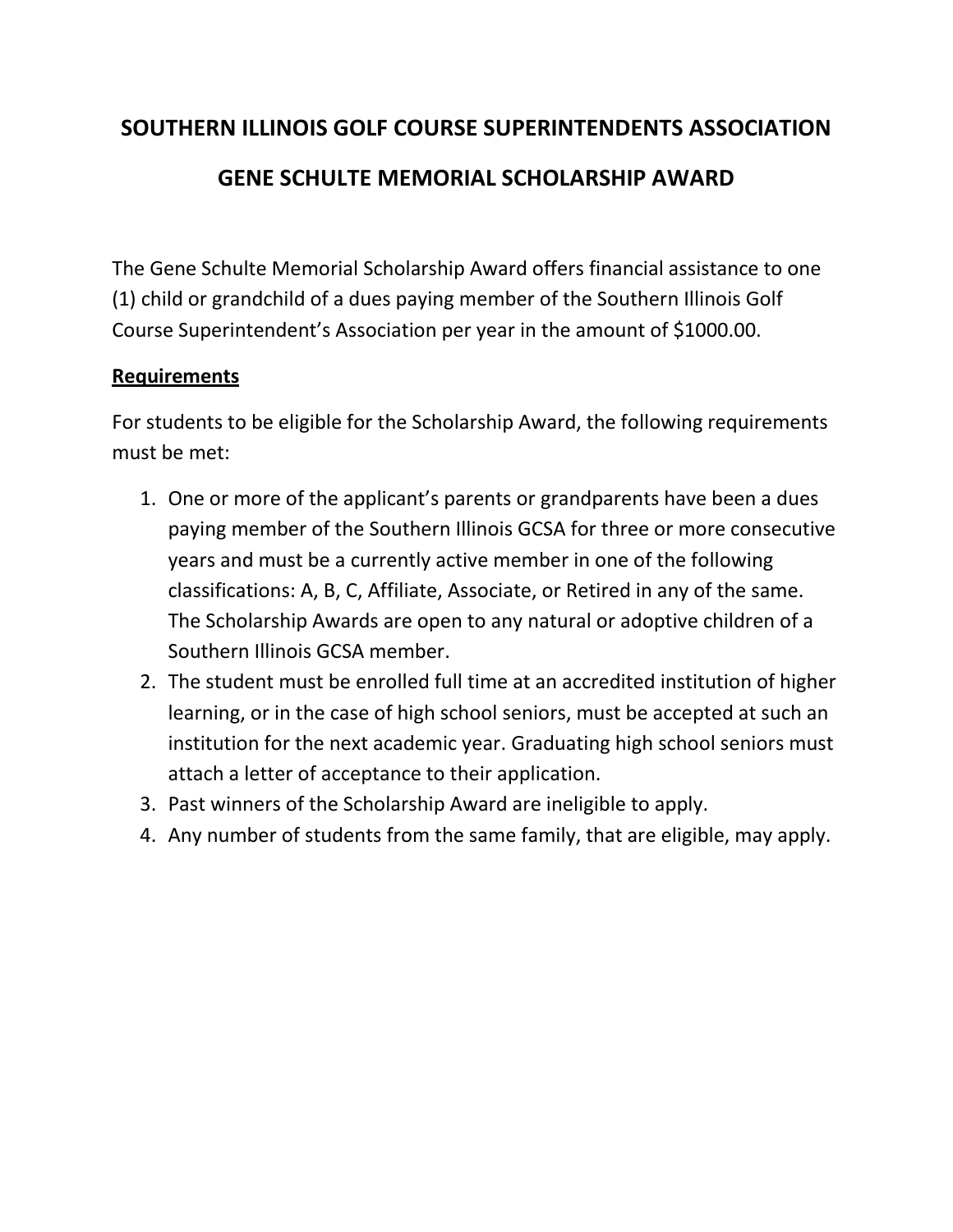# SOUTHERN ILLINOIS GOLF COURSE SUPERINTENDENTS ASSOCIATION

## GENE SCHULTE MEMORIAL SCHOLARSHIP AWARD

The Gene Schulte Memorial Scholarship Award offers financial assistance to one (1) child or grandchild of a dues paying member of the Southern Illinois Golf Course Superintendent's Association per year in the amount of $1000.00.

**Requirements**

For students to be eligible for the Scholarship Award, the following requirements must be met:

1. One or more of the applicant's parents or grandparents have been a dues paying member of the Southern Illinois GCSA for three or more consecutive years and must be a currently active member in one of the following classifications: A, B, C, Affiliate, Associate, or Retired in any of the same. The Scholarship Awards are open to any natural or adoptive children of a Southern Illinois GCSA member.
2. The student must be enrolled full time at an accredited institution of higher learning, or in the case of high school seniors, must be accepted at such an institution for the next academic year. Graduating high school seniors must attach a letter of acceptance to their application.
3. Past winners of the Scholarship Award are ineligible to apply.
4. Any number of students from the same family, that are eligible, may apply.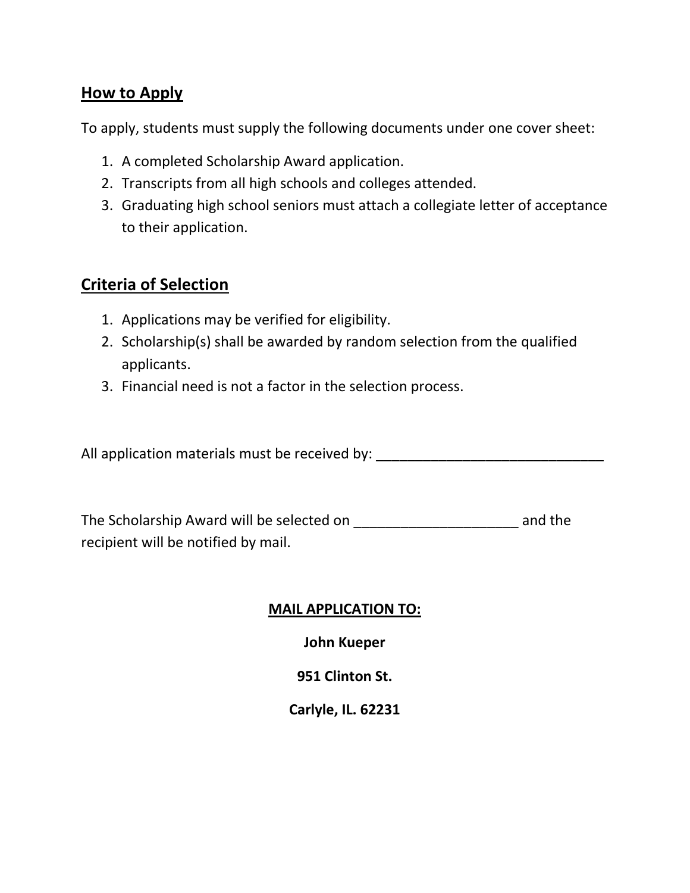## How to Apply

To apply, students must supply the following documents under one cover sheet:

1. A completed Scholarship Award application.
2. Transcripts from all high schools and colleges attended.
3. Graduating high school seniors must attach a collegiate letter of acceptance to their application.

## Criteria of Selection

1. Applications may be verified for eligibility.
2. Scholarship(s) shall be awarded by random selection from the qualified applicants.
3. Financial need is not a factor in the selection process.

All application materials must be received by: ______________________________

The Scholarship Award will be selected on _____________________ and the recipient will be notified by mail.

**MAIL APPLICATION TO:**

**John Kueper**

**951 Clinton St.**

**Carlyle, IL. 62231**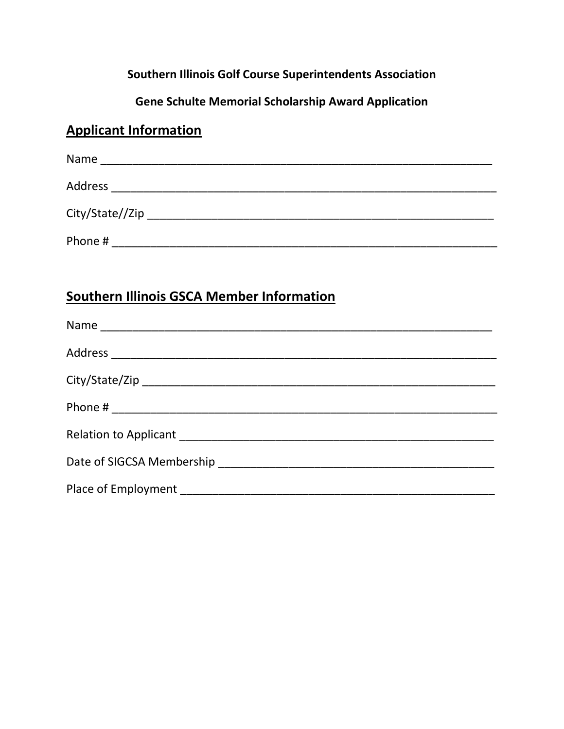**Southern Illinois Golf Course Superintendents Association**

**Gene Schulte Memorial Scholarship Award Application**

## Applicant Information

Name ______________________________________________________________

Address _____________________________________________________________

City/State//Zip _______________________________________________________

Phone # _____________________________________________________________

## Southern Illinois GSCA Member Information

Name ______________________________________________________________

Address _____________________________________________________________

City/State/Zip ________________________________________________________

Phone # _____________________________________________________________

Relation to Applicant ___________________________________________________

Date of SIGCSA Membership _____________________________________________

Place of Employment ____________________________________________________